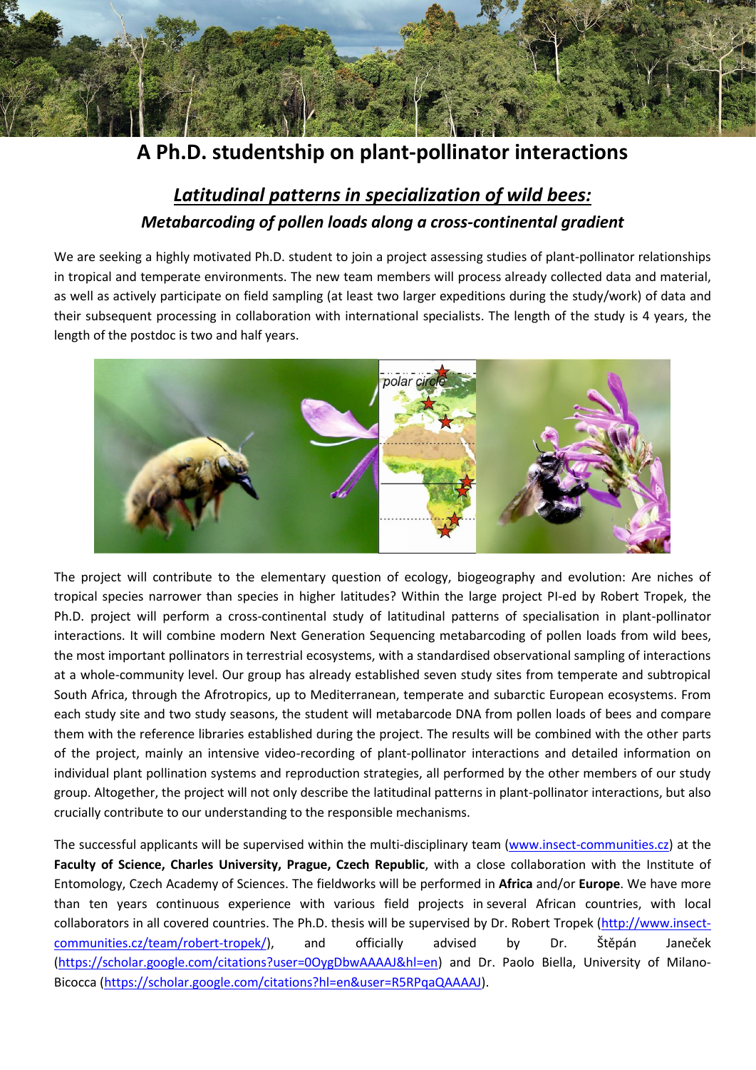# A Ph.D. studentship on plant-pollinator interactions

## *Latitudinal patterns in specialization of wild bees:*

### *Metabarcoding of pollen loads along a cross-continental gradient*

We are seeking a highly motivated Ph.D. student to join a project assessing studies of plant-pollinator relationships in tropical and temperate environments. The new team members will process already collected data and material, as well as actively participate on field sampling (at least two larger expeditions during the study/work) of data and their subsequent processing in collaboration with international specialists. The length of the study is 4 years, the length of the postdoc is two and half years.

The project will contribute to the elementary question of ecology, biogeography and evolution: Are niches of tropical species narrower than species in higher latitudes? Within the large project PI-ed by Robert Tropek, the Ph.D. project will perform a cross-continental study of latitudinal patterns of specialisation in plant-pollinator interactions. It will combine modern Next Generation Sequencing metabarcoding of pollen loads from wild bees, the most important pollinators in terrestrial ecosystems, with a standardised observational sampling of interactions at a whole-community level. Our group has already established seven study sites from temperate and subtropical South Africa, through the Afrotropics, up to Mediterranean, temperate and subarctic European ecosystems. From each study site and two study seasons, the student will metabarcode DNA from pollen loads of bees and compare them with the reference libraries established during the project. The results will be combined with the other parts of the project, mainly an intensive video-recording of plant-pollinator interactions and detailed information on individual plant pollination systems and reproduction strategies, all performed by the other members of our study group. Altogether, the project will not only describe the latitudinal patterns in plant-pollinator interactions, but also crucially contribute to our understanding to the responsible mechanisms.

The successful applicants will be supervised within the multi-disciplinary team (www.insect-communities.cz) at the **Faculty of Science, Charles University, Prague, Czech Republic**, with a close collaboration with the Institute of Entomology, Czech Academy of Sciences. The fieldworks will be performed in **Africa** and/or **Europe**. We have more than ten years continuous experience with various field projects in several African countries, with local collaborators in all covered countries. The Ph.D. thesis will be supervised by Dr. Robert Tropek (http://www.insect-communities.cz/team/robert-tropek/), and officially advised by Dr. Štěpán Janeček (https://scholar.google.com/citations?user=0OygDbwAAAAJ&hl=en) and Dr. Paolo Biella, University of Milano-Bicocca (https://scholar.google.com/citations?hl=en&user=R5RPqaQAAAAJ).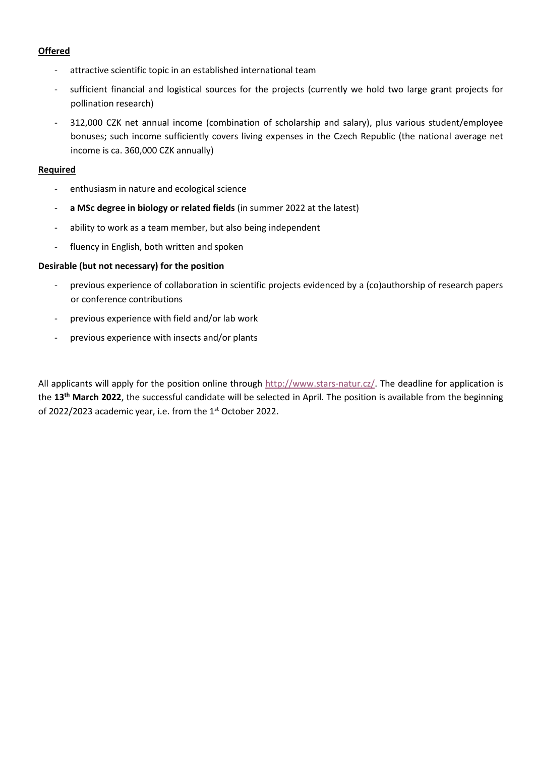**Offered**

- attractive scientific topic in an established international team
- sufficient financial and logistical sources for the projects (currently we hold two large grant projects for pollination research)
- 312,000 CZK net annual income (combination of scholarship and salary), plus various student/employee bonuses; such income sufficiently covers living expenses in the Czech Republic (the national average net income is ca. 360,000 CZK annually)

**Required**

- enthusiasm in nature and ecological science
- **a MSc degree in biology or related fields** (in summer 2022 at the latest)
- ability to work as a team member, but also being independent
- fluency in English, both written and spoken

**Desirable (but not necessary) for the position**

- previous experience of collaboration in scientific projects evidenced by a (co)authorship of research papers or conference contributions
- previous experience with field and/or lab work
- previous experience with insects and/or plants

All applicants will apply for the position online through http://www.stars-natur.cz/. The deadline for application is the **13th March 2022**, the successful candidate will be selected in April. The position is available from the beginning of 2022/2023 academic year, i.e. from the 1st October 2022.